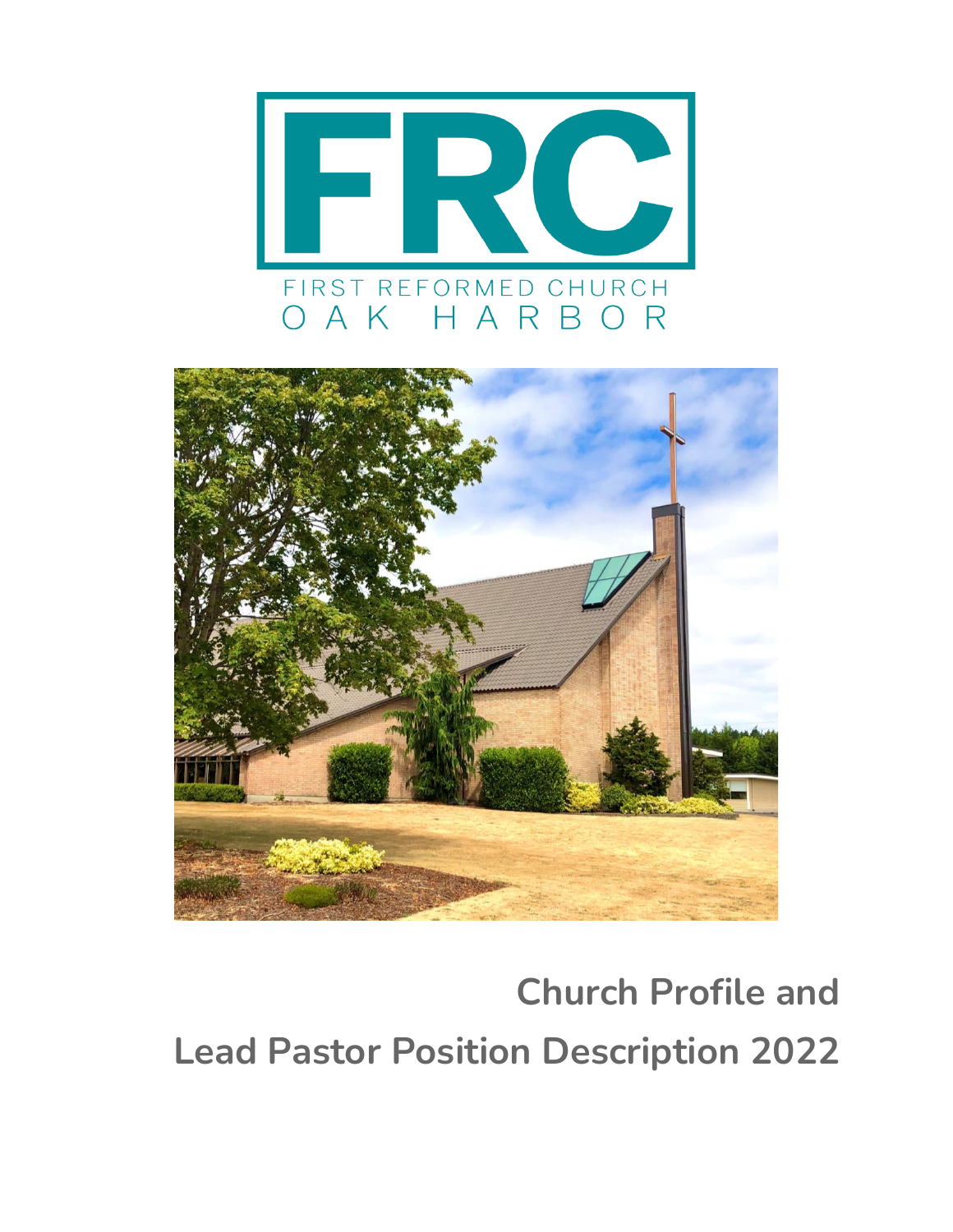FRC

FIRST REFORMED CHURCH
OAK HARBOR

# Church Profile and Lead Pastor Position Description 2022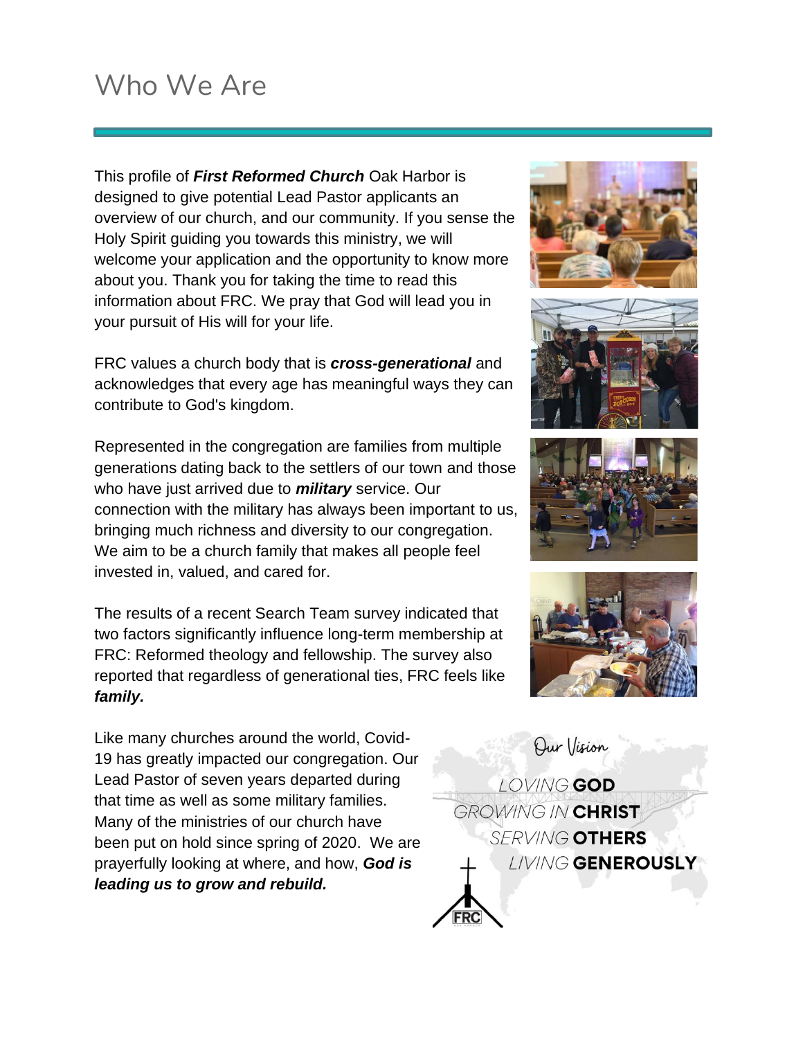# Who We Are

This profile of ***First Reformed Church*** Oak Harbor is designed to give potential Lead Pastor applicants an overview of our church, and our community. If you sense the Holy Spirit guiding you towards this ministry, we will welcome your application and the opportunity to know more about you. Thank you for taking the time to read this information about FRC. We pray that God will lead you in your pursuit of His will for your life.

FRC values a church body that is ***cross-generational*** and acknowledges that every age has meaningful ways they can contribute to God's kingdom.

Represented in the congregation are families from multiple generations dating back to the settlers of our town and those who have just arrived due to ***military*** service. Our connection with the military has always been important to us, bringing much richness and diversity to our congregation. We aim to be a church family that makes all people feel invested in, valued, and cared for.

The results of a recent Search Team survey indicated that two factors significantly influence long-term membership at FRC: Reformed theology and fellowship. The survey also reported that regardless of generational ties, FRC feels like ***family.***

Like many churches around the world, Covid-19 has greatly impacted our congregation. Our Lead Pastor of seven years departed during that time as well as some military families. Many of the ministries of our church have been put on hold since spring of 2020. We are prayerfully looking at where, and how, ***God is leading us to grow and rebuild.***

Our Vision

LOVING **GOD**
GROWING IN **CHRIST**
SERVING **OTHERS**
LIVING **GENEROUSLY**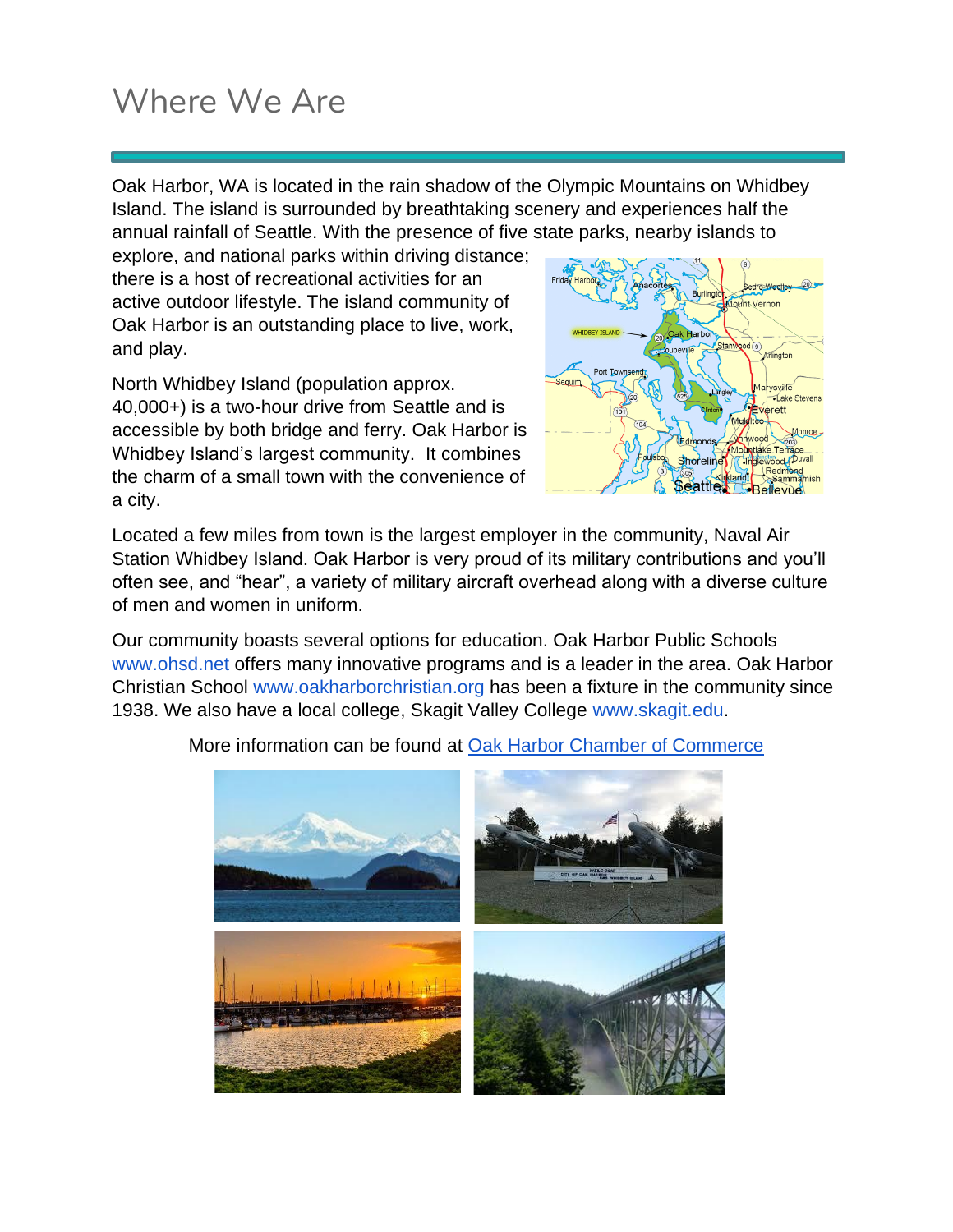# Where We Are

Oak Harbor, WA is located in the rain shadow of the Olympic Mountains on Whidbey Island. The island is surrounded by breathtaking scenery and experiences half the annual rainfall of Seattle. With the presence of five state parks, nearby islands to explore, and national parks within driving distance; there is a host of recreational activities for an active outdoor lifestyle. The island community of Oak Harbor is an outstanding place to live, work, and play.

North Whidbey Island (population approx. 40,000+) is a two-hour drive from Seattle and is accessible by both bridge and ferry. Oak Harbor is Whidbey Island's largest community. It combines the charm of a small town with the convenience of a city.

Located a few miles from town is the largest employer in the community, Naval Air Station Whidbey Island. Oak Harbor is very proud of its military contributions and you'll often see, and "hear", a variety of military aircraft overhead along with a diverse culture of men and women in uniform.

Our community boasts several options for education. Oak Harbor Public Schools www.ohsd.net offers many innovative programs and is a leader in the area. Oak Harbor Christian School www.oakharborchristian.org has been a fixture in the community since 1938. We also have a local college, Skagit Valley College www.skagit.edu.

More information can be found at Oak Harbor Chamber of Commerce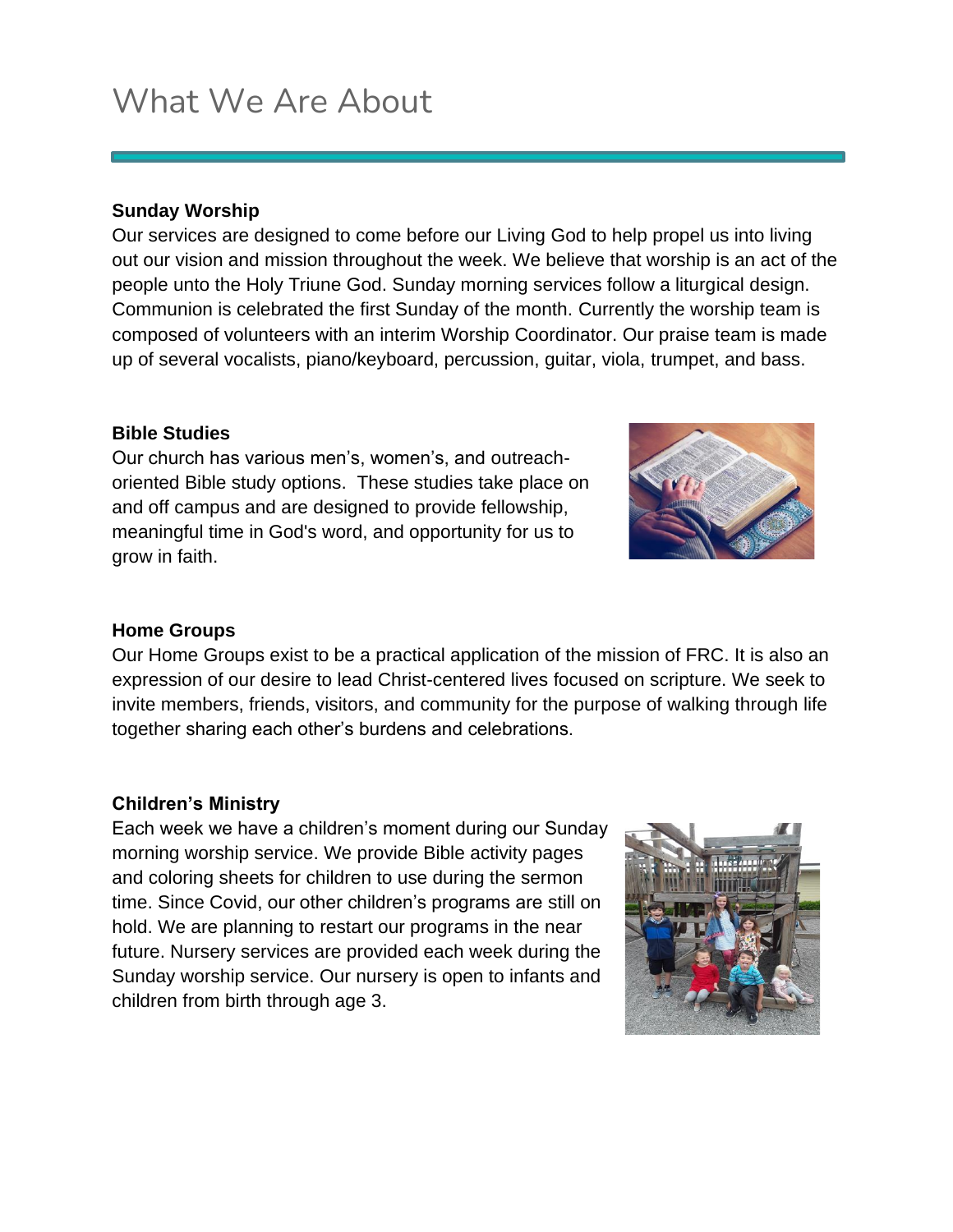# What We Are About

**Sunday Worship**

Our services are designed to come before our Living God to help propel us into living out our vision and mission throughout the week. We believe that worship is an act of the people unto the Holy Triune God. Sunday morning services follow a liturgical design. Communion is celebrated the first Sunday of the month. Currently the worship team is composed of volunteers with an interim Worship Coordinator. Our praise team is made up of several vocalists, piano/keyboard, percussion, guitar, viola, trumpet, and bass.

**Bible Studies**

Our church has various men's, women's, and outreach-oriented Bible study options. These studies take place on and off campus and are designed to provide fellowship, meaningful time in God's word, and opportunity for us to grow in faith.

**Home Groups**

Our Home Groups exist to be a practical application of the mission of FRC. It is also an expression of our desire to lead Christ-centered lives focused on scripture. We seek to invite members, friends, visitors, and community for the purpose of walking through life together sharing each other's burdens and celebrations.

**Children's Ministry**

Each week we have a children's moment during our Sunday morning worship service. We provide Bible activity pages and coloring sheets for children to use during the sermon time. Since Covid, our other children's programs are still on hold. We are planning to restart our programs in the near future. Nursery services are provided each week during the Sunday worship service. Our nursery is open to infants and children from birth through age 3.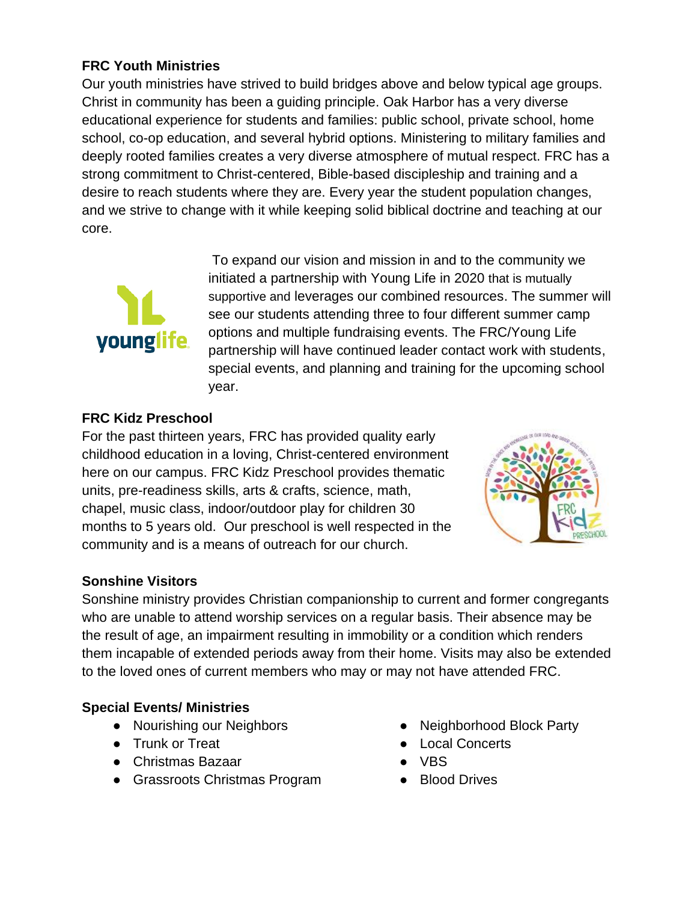**FRC Youth Ministries**

Our youth ministries have strived to build bridges above and below typical age groups. Christ in community has been a guiding principle. Oak Harbor has a very diverse educational experience for students and families: public school, private school, home school, co-op education, and several hybrid options. Ministering to military families and deeply rooted families creates a very diverse atmosphere of mutual respect. FRC has a strong commitment to Christ-centered, Bible-based discipleship and training and a desire to reach students where they are. Every year the student population changes, and we strive to change with it while keeping solid biblical doctrine and teaching at our core.

To expand our vision and mission in and to the community we initiated a partnership with Young Life in 2020 that is mutually supportive and leverages our combined resources. The summer will see our students attending three to four different summer camp options and multiple fundraising events. The FRC/Young Life partnership will have continued leader contact work with students, special events, and planning and training for the upcoming school year.

**FRC Kidz Preschool**

For the past thirteen years, FRC has provided quality early childhood education in a loving, Christ-centered environment here on our campus. FRC Kidz Preschool provides thematic units, pre-readiness skills, arts & crafts, science, math, chapel, music class, indoor/outdoor play for children 30 months to 5 years old. Our preschool is well respected in the community and is a means of outreach for our church.

**Sonshine Visitors**

Sonshine ministry provides Christian companionship to current and former congregants who are unable to attend worship services on a regular basis. Their absence may be the result of age, an impairment resulting in immobility or a condition which renders them incapable of extended periods away from their home. Visits may also be extended to the loved ones of current members who may or may not have attended FRC.

**Special Events/ Ministries**

- Nourishing our Neighbors
- Trunk or Treat
- Christmas Bazaar
- Grassroots Christmas Program
- Neighborhood Block Party
- Local Concerts
- VBS
- Blood Drives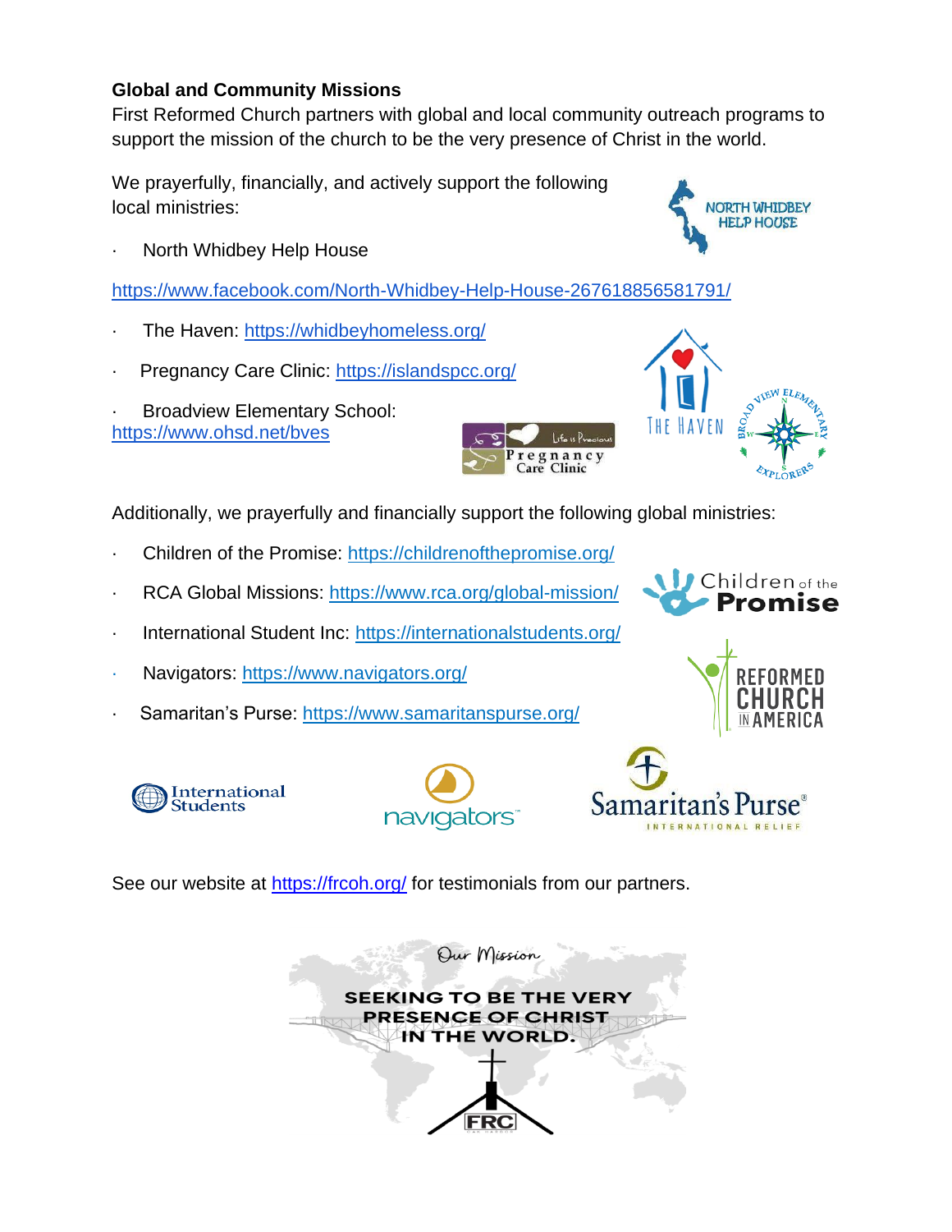**Global and Community Missions**

First Reformed Church partners with global and local community outreach programs to support the mission of the church to be the very presence of Christ in the world.

We prayerfully, financially, and actively support the following local ministries:

- North Whidbey Help House

https://www.facebook.com/North-Whidbey-Help-House-267618856581791/

- The Haven: https://whidbeyhomeless.org/
- Pregnancy Care Clinic: https://islandspcc.org/
- Broadview Elementary School: https://www.ohsd.net/bves

Additionally, we prayerfully and financially support the following global ministries:

- Children of the Promise: https://childrenofthepromise.org/
- RCA Global Missions: https://www.rca.org/global-mission/
- International Student Inc: https://internationalstudents.org/
- Navigators: https://www.navigators.org/
- Samaritan's Purse: https://www.samaritanspurse.org/

See our website at https://frcoh.org/ for testimonials from our partners.

Our Mission

SEEKING TO BE THE VERY PRESENCE OF CHRIST IN THE WORLD.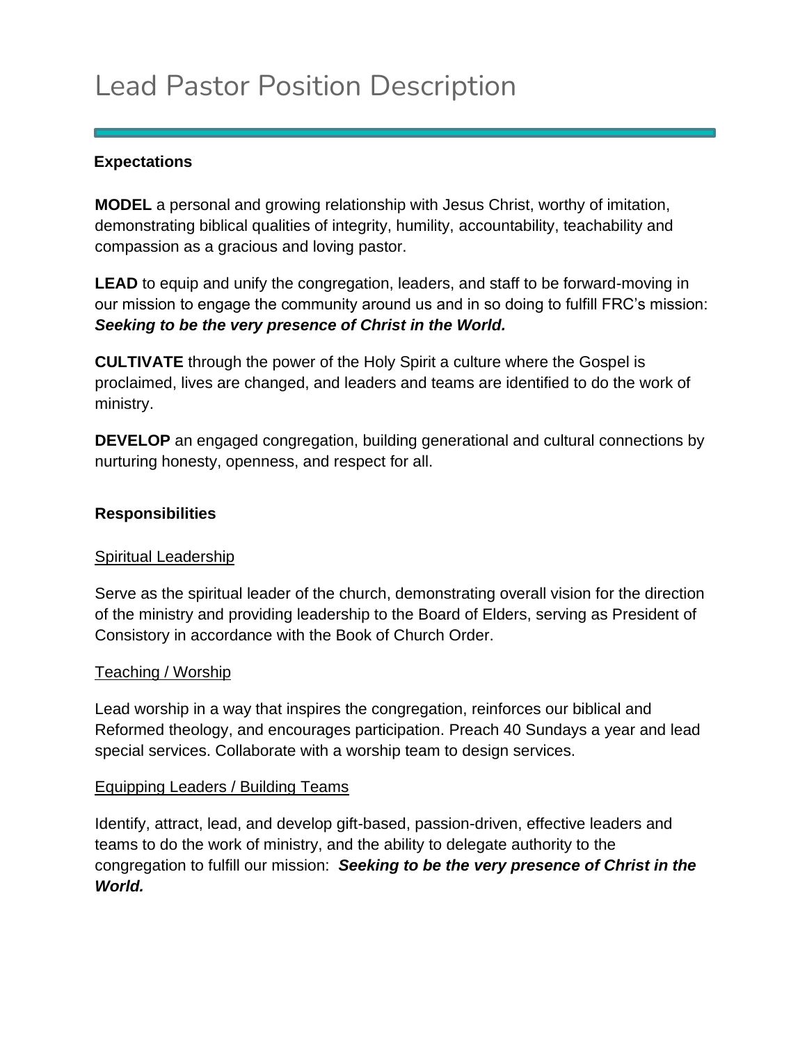# Lead Pastor Position Description

### Expectations

**MODEL** a personal and growing relationship with Jesus Christ, worthy of imitation, demonstrating biblical qualities of integrity, humility, accountability, teachability and compassion as a gracious and loving pastor.

**LEAD** to equip and unify the congregation, leaders, and staff to be forward-moving in our mission to engage the community around us and in so doing to fulfill FRC's mission: ***Seeking to be the very presence of Christ in the World.***

**CULTIVATE** through the power of the Holy Spirit a culture where the Gospel is proclaimed, lives are changed, and leaders and teams are identified to do the work of ministry.

**DEVELOP** an engaged congregation, building generational and cultural connections by nurturing honesty, openness, and respect for all.

### Responsibilities

<u>Spiritual Leadership</u>

Serve as the spiritual leader of the church, demonstrating overall vision for the direction of the ministry and providing leadership to the Board of Elders, serving as President of Consistory in accordance with the Book of Church Order.

<u>Teaching / Worship</u>

Lead worship in a way that inspires the congregation, reinforces our biblical and Reformed theology, and encourages participation. Preach 40 Sundays a year and lead special services. Collaborate with a worship team to design services.

<u>Equipping Leaders / Building Teams</u>

Identify, attract, lead, and develop gift-based, passion-driven, effective leaders and teams to do the work of ministry, and the ability to delegate authority to the congregation to fulfill our mission: ***Seeking to be the very presence of Christ in the World.***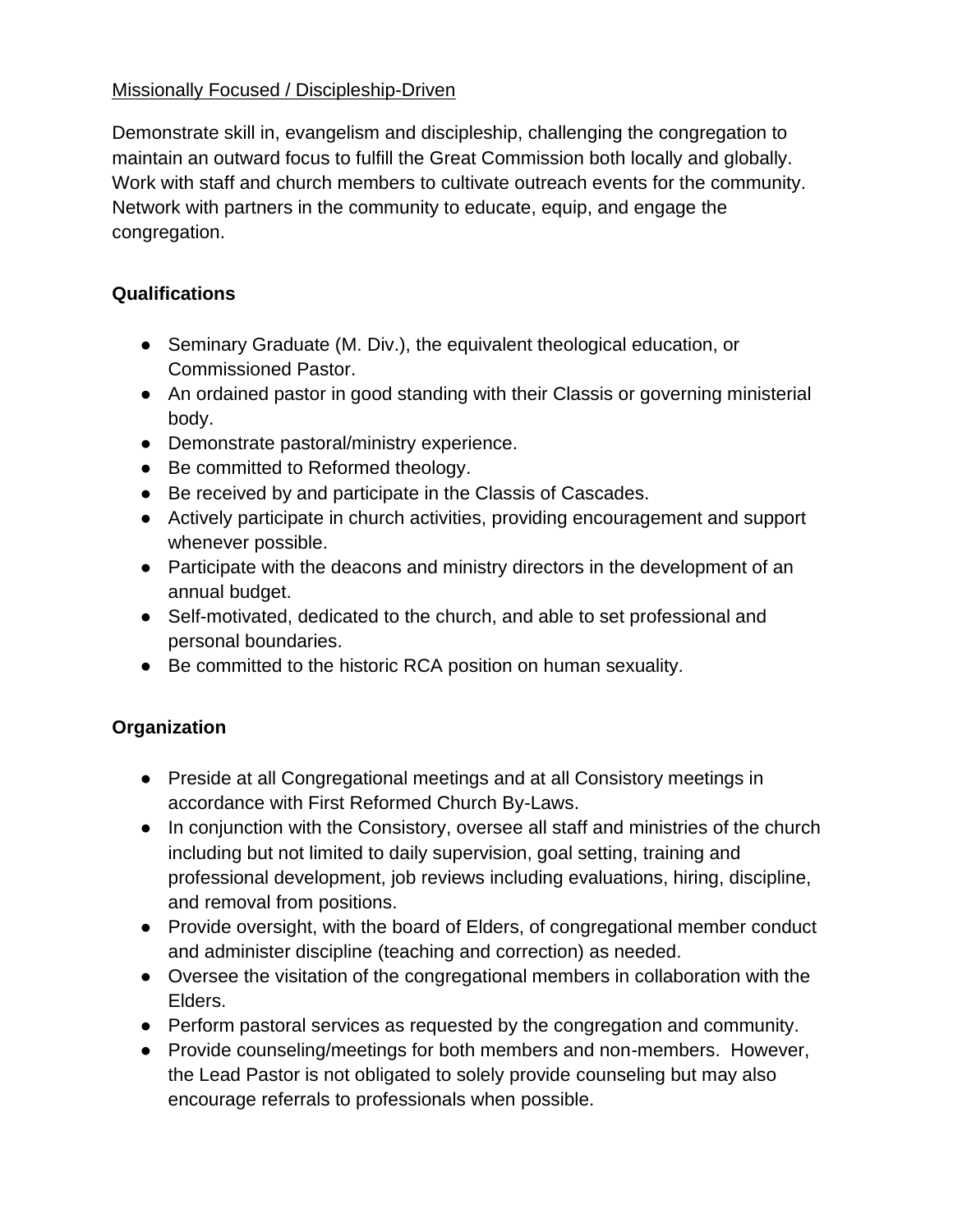Missionally Focused / Discipleship-Driven

Demonstrate skill in, evangelism and discipleship, challenging the congregation to maintain an outward focus to fulfill the Great Commission both locally and globally. Work with staff and church members to cultivate outreach events for the community. Network with partners in the community to educate, equip, and engage the congregation.

**Qualifications**

- Seminary Graduate (M. Div.), the equivalent theological education, or Commissioned Pastor.
- An ordained pastor in good standing with their Classis or governing ministerial body.
- Demonstrate pastoral/ministry experience.
- Be committed to Reformed theology.
- Be received by and participate in the Classis of Cascades.
- Actively participate in church activities, providing encouragement and support whenever possible.
- Participate with the deacons and ministry directors in the development of an annual budget.
- Self-motivated, dedicated to the church, and able to set professional and personal boundaries.
- Be committed to the historic RCA position on human sexuality.

**Organization**

- Preside at all Congregational meetings and at all Consistory meetings in accordance with First Reformed Church By-Laws.
- In conjunction with the Consistory, oversee all staff and ministries of the church including but not limited to daily supervision, goal setting, training and professional development, job reviews including evaluations, hiring, discipline, and removal from positions.
- Provide oversight, with the board of Elders, of congregational member conduct and administer discipline (teaching and correction) as needed.
- Oversee the visitation of the congregational members in collaboration with the Elders.
- Perform pastoral services as requested by the congregation and community.
- Provide counseling/meetings for both members and non-members. However, the Lead Pastor is not obligated to solely provide counseling but may also encourage referrals to professionals when possible.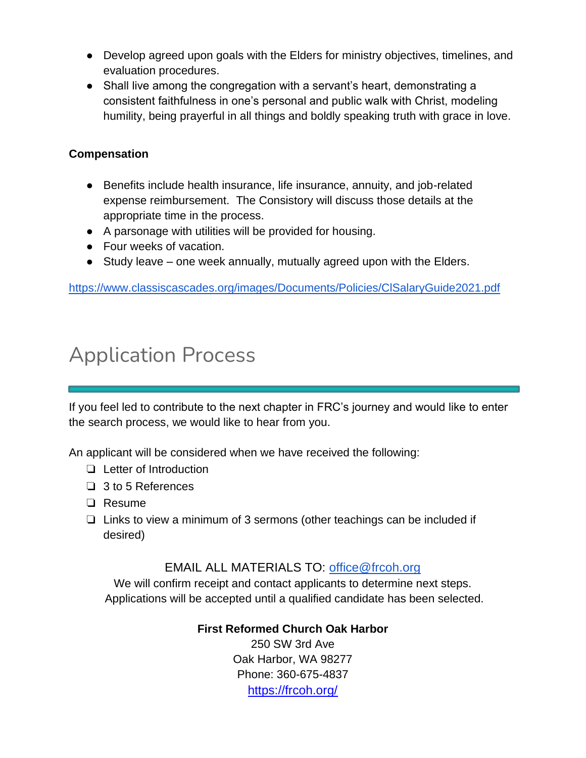- Develop agreed upon goals with the Elders for ministry objectives, timelines, and evaluation procedures.
- Shall live among the congregation with a servant's heart, demonstrating a consistent faithfulness in one's personal and public walk with Christ, modeling humility, being prayerful in all things and boldly speaking truth with grace in love.

**Compensation**

- Benefits include health insurance, life insurance, annuity, and job-related expense reimbursement. The Consistory will discuss those details at the appropriate time in the process.
- A parsonage with utilities will be provided for housing.
- Four weeks of vacation.
- Study leave – one week annually, mutually agreed upon with the Elders.

https://www.classiscascades.org/images/Documents/Policies/ClSalaryGuide2021.pdf

# Application Process

If you feel led to contribute to the next chapter in FRC's journey and would like to enter the search process, we would like to hear from you.

An applicant will be considered when we have received the following:

- [ ] Letter of Introduction
- [ ] 3 to 5 References
- [ ] Resume
- [ ] Links to view a minimum of 3 sermons (other teachings can be included if desired)

EMAIL ALL MATERIALS TO: office@frcoh.org

We will confirm receipt and contact applicants to determine next steps.
Applications will be accepted until a qualified candidate has been selected.

**First Reformed Church Oak Harbor**

250 SW 3rd Ave
Oak Harbor, WA 98277
Phone: 360-675-4837
https://frcoh.org/